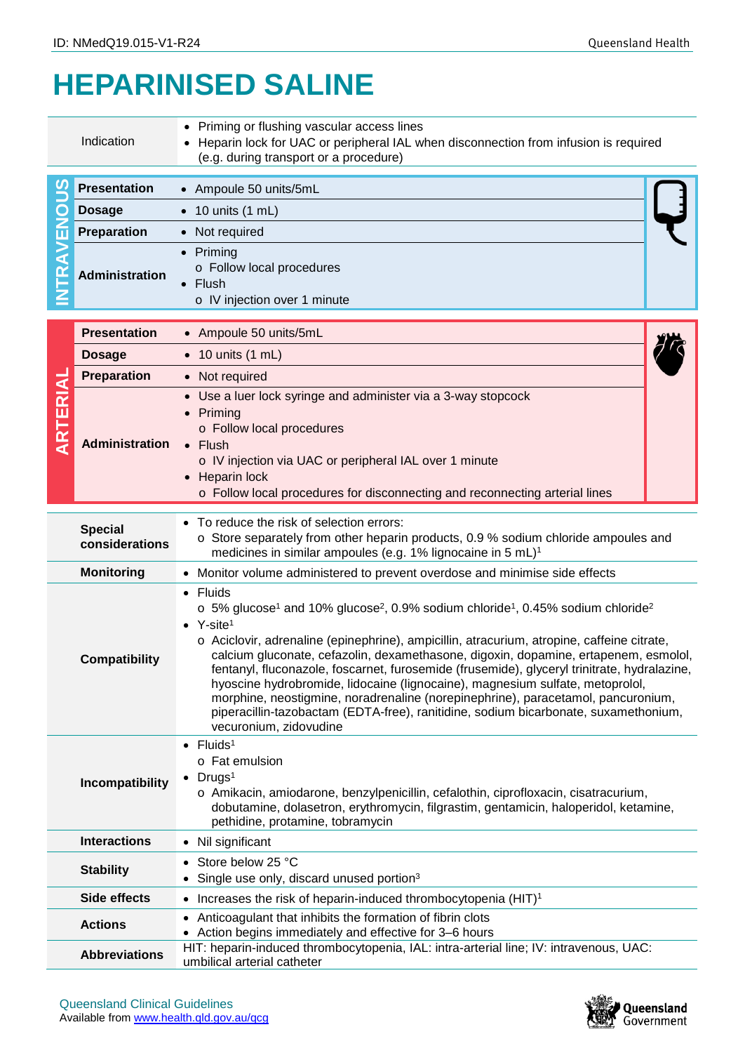# HEPARINISED SALINE

| | |
|---|---|
| Indication | • Priming or flushing vascular access lines<br>• Heparin lock for UAC or peripheral IAL when disconnection from infusion is required (e.g. during transport or a procedure) |

**INTRAVENOUS**

| | |
|---|---|
| **Presentation** | • Ampoule 50 units/5mL |
| **Dosage** | • 10 units (1 mL) |
| **Preparation** | • Not required |
| **Administration** | • Priming<br>  o Follow local procedures<br>• Flush<br>  o IV injection over 1 minute |

**ARTERIAL**

| | |
|---|---|
| **Presentation** | • Ampoule 50 units/5mL |
| **Dosage** | • 10 units (1 mL) |
| **Preparation** | • Not required |
| **Administration** | • Use a luer lock syringe and administer via a 3-way stopcock<br>• Priming<br>  o Follow local procedures<br>• Flush<br>  o IV injection via UAC or peripheral IAL over 1 minute<br>• Heparin lock<br>  o Follow local procedures for disconnecting and reconnecting arterial lines |

| | |
|---|---|
| **Special considerations** | • To reduce the risk of selection errors:<br>  o Store separately from other heparin products, 0.9 % sodium chloride ampoules and medicines in similar ampoules (e.g. 1% lignocaine in 5 mL)[1] |
| **Monitoring** | • Monitor volume administered to prevent overdose and minimise side effects |
| **Compatibility** | • Fluids<br>  o 5% glucose[1] and 10% glucose[2], 0.9% sodium chloride[1], 0.45% sodium chloride[2]<br>• Y-site[1]<br>  o Aciclovir, adrenaline (epinephrine), ampicillin, atracurium, atropine, caffeine citrate, calcium gluconate, cefazolin, dexamethasone, digoxin, dopamine, ertapenem, esmolol, fentanyl, fluconazole, foscarnet, furosemide (frusemide), glyceryl trinitrate, hydralazine, hyoscine hydrobromide, lidocaine (lignocaine), magnesium sulfate, metoprolol, morphine, neostigmine, noradrenaline (norepinephrine), paracetamol, pancuronium, piperacillin-tazobactam (EDTA-free), ranitidine, sodium bicarbonate, suxamethonium, vecuronium, zidovudine |
| **Incompatibility** | • Fluids[1]<br>  o Fat emulsion<br>• Drugs[1]<br>  o Amikacin, amiodarone, benzylpenicillin, cefalothin, ciprofloxacin, cisatracurium, dobutamine, dolasetron, erythromycin, filgrastim, gentamicin, haloperidol, ketamine, pethidine, protamine, tobramycin |
| **Interactions** | • Nil significant |
| **Stability** | • Store below 25 °C<br>• Single use only, discard unused portion[3] |
| **Side effects** | • Increases the risk of heparin-induced thrombocytopenia (HIT)[1] |
| **Actions** | • Anticoagulant that inhibits the formation of fibrin clots<br>• Action begins immediately and effective for 3–6 hours |
| **Abbreviations** | HIT: heparin-induced thrombocytopenia, IAL: intra-arterial line; IV: intravenous, UAC: umbilical arterial catheter |

Queensland Clinical Guidelines
Available from www.health.qld.gov.au/qcg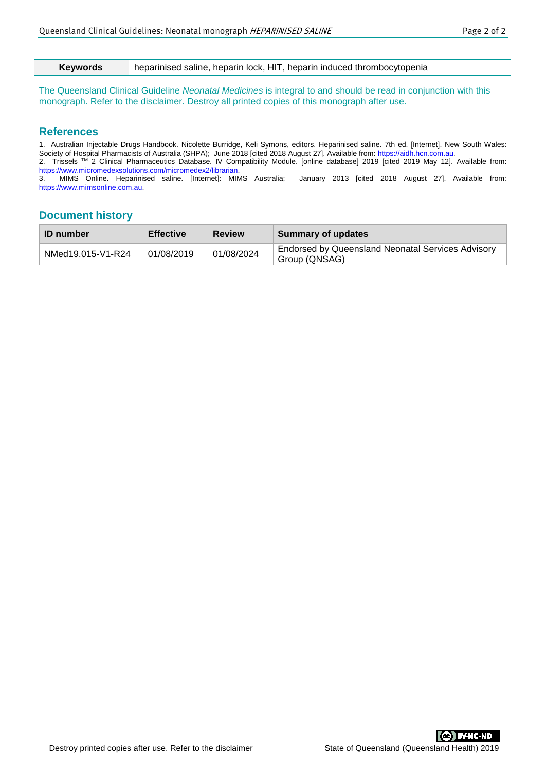| Keywords | heparinised saline, heparin lock, HIT, heparin induced thrombocytopenia |
|---|---|

The Queensland Clinical Guideline *Neonatal Medicines* is integral to and should be read in conjunction with this monograph. Refer to the disclaimer. Destroy all printed copies of this monograph after use.

## References

1. Australian Injectable Drugs Handbook. Nicolette Burridge, Keli Symons, editors. Heparinised saline. 7th ed. [Internet]. New South Wales: Society of Hospital Pharmacists of Australia (SHPA); June 2018 [cited 2018 August 27]. Available from: https://aidh.hcn.com.au.
2. Trissels TM 2 Clinical Pharmaceutics Database. IV Compatibility Module. [online database] 2019 [cited 2019 May 12]. Available from: https://www.micromedexsolutions.com/micromedex2/librarian.
3. MIMS Online. Heparinised saline. [Internet]: MIMS Australia; January 2013 [cited 2018 August 27]. Available from: https://www.mimsonline.com.au.

## Document history

| ID number | Effective | Review | Summary of updates |
|---|---|---|---|
| NMed19.015-V1-R24 | 01/08/2019 | 01/08/2024 | Endorsed by Queensland Neonatal Services Advisory Group (QNSAG) |

Destroy printed copies after use. Refer to the disclaimer

State of Queensland (Queensland Health) 2019